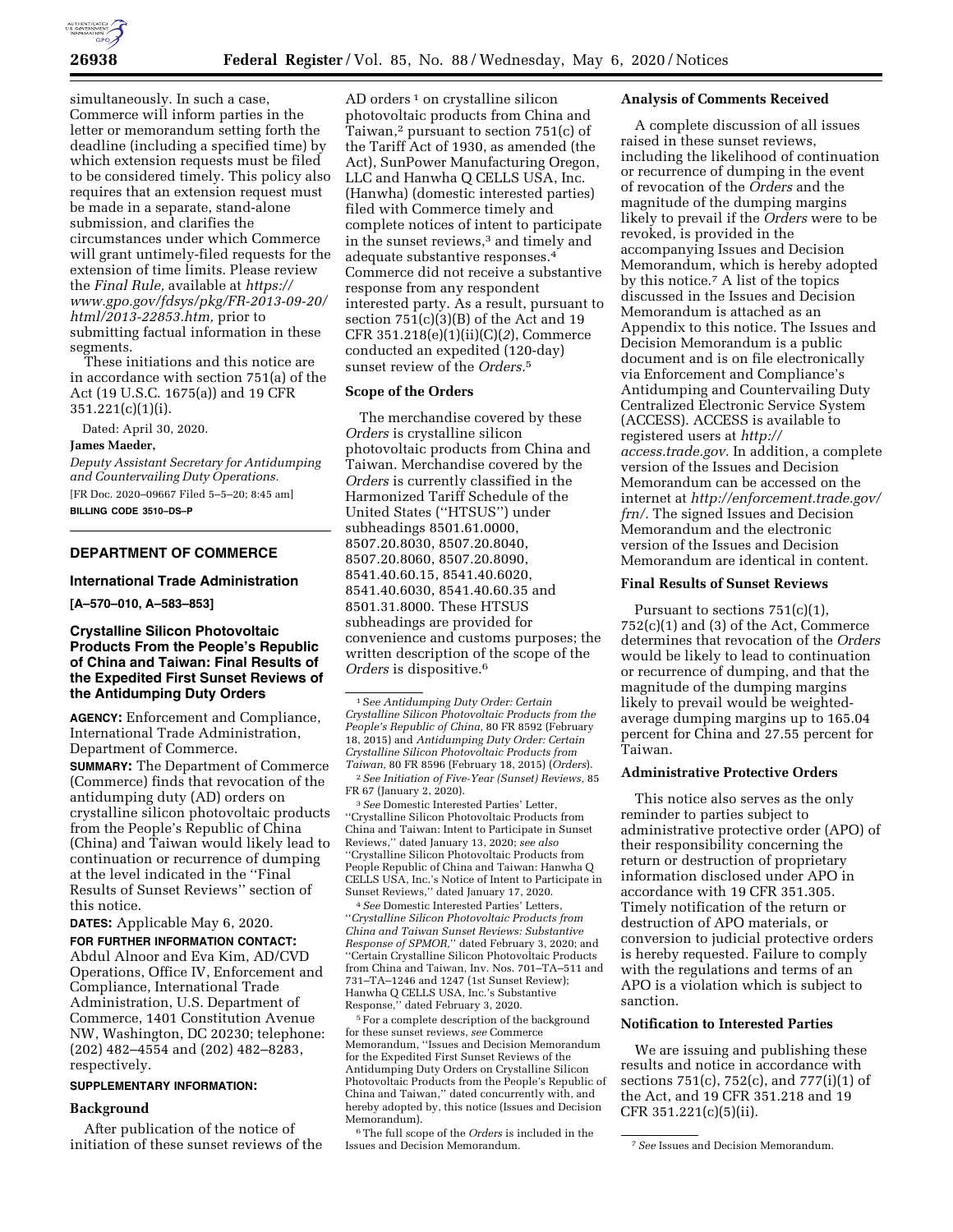simultaneously. In such a case, Commerce will inform parties in the letter or memorandum setting forth the deadline (including a specified time) by which extension requests must be filed to be considered timely. This policy also requires that an extension request must be made in a separate, stand-alone submission, and clarifies the circumstances under which Commerce will grant untimely-filed requests for the extension of time limits. Please review the *Final Rule,* available at *https://www.gpo.gov/fdsys/pkg/FR-2013-09-20/html/2013-22853.htm,* prior to submitting factual information in these segments.

These initiations and this notice are in accordance with section 751(a) of the Act (19 U.S.C. 1675(a)) and 19 CFR 351.221(c)(1)(i).

Dated: April 30, 2020.

**James Maeder,**

*Deputy Assistant Secretary for Antidumping and Countervailing Duty Operations.*

[FR Doc. 2020–09667 Filed 5–5–20; 8:45 am]

**BILLING CODE 3510–DS–P**

## DEPARTMENT OF COMMERCE

### International Trade Administration

**[A–570–010, A–583–853]**

### Crystalline Silicon Photovoltaic Products From the People's Republic of China and Taiwan: Final Results of the Expedited First Sunset Reviews of the Antidumping Duty Orders

**AGENCY:** Enforcement and Compliance, International Trade Administration, Department of Commerce.

**SUMMARY:** The Department of Commerce (Commerce) finds that revocation of the antidumping duty (AD) orders on crystalline silicon photovoltaic products from the People's Republic of China (China) and Taiwan would likely lead to continuation or recurrence of dumping at the level indicated in the ''Final Results of Sunset Reviews'' section of this notice.

**DATES:** Applicable May 6, 2020.

**FOR FURTHER INFORMATION CONTACT:** Abdul Alnoor and Eva Kim, AD/CVD Operations, Office IV, Enforcement and Compliance, International Trade Administration, U.S. Department of Commerce, 1401 Constitution Avenue NW, Washington, DC 20230; telephone: (202) 482–4554 and (202) 482–8283, respectively.

**SUPPLEMENTARY INFORMATION:**

**Background**

After publication of the notice of initiation of these sunset reviews of the AD orders [1] on crystalline silicon photovoltaic products from China and Taiwan,[2] pursuant to section 751(c) of the Tariff Act of 1930, as amended (the Act), SunPower Manufacturing Oregon, LLC and Hanwha Q CELLS USA, Inc. (Hanwha) (domestic interested parties) filed with Commerce timely and complete notices of intent to participate in the sunset reviews,[3] and timely and adequate substantive responses.[4] Commerce did not receive a substantive response from any respondent interested party. As a result, pursuant to section 751(c)(3)(B) of the Act and 19 CFR 351.218(e)(1)(ii)(C)(*2*), Commerce conducted an expedited (120-day) sunset review of the *Orders.*[5]

**Scope of the Orders**

The merchandise covered by these *Orders* is crystalline silicon photovoltaic products from China and Taiwan. Merchandise covered by the *Orders* is currently classified in the Harmonized Tariff Schedule of the United States (''HTSUS'') under subheadings 8501.61.0000, 8507.20.8030, 8507.20.8040, 8507.20.8060, 8507.20.8090, 8541.40.60.15, 8541.40.6020, 8541.40.6030, 8541.40.60.35 and 8501.31.8000. These HTSUS subheadings are provided for convenience and customs purposes; the written description of the scope of the *Orders* is dispositive.[6]

**Analysis of Comments Received**

A complete discussion of all issues raised in these sunset reviews, including the likelihood of continuation or recurrence of dumping in the event of revocation of the *Orders* and the magnitude of the dumping margins likely to prevail if the *Orders* were to be revoked, is provided in the accompanying Issues and Decision Memorandum, which is hereby adopted by this notice.[7] A list of the topics discussed in the Issues and Decision Memorandum is attached as an Appendix to this notice. The Issues and Decision Memorandum is a public document and is on file electronically via Enforcement and Compliance's Antidumping and Countervailing Duty Centralized Electronic Service System (ACCESS). ACCESS is available to registered users at *http://access.trade.gov.* In addition, a complete version of the Issues and Decision Memorandum can be accessed on the internet at *http://enforcement.trade.gov/frn/.* The signed Issues and Decision Memorandum and the electronic version of the Issues and Decision Memorandum are identical in content.

**Final Results of Sunset Reviews**

Pursuant to sections 751(c)(1), 752(c)(1) and (3) of the Act, Commerce determines that revocation of the *Orders* would be likely to lead to continuation or recurrence of dumping, and that the magnitude of the dumping margins likely to prevail would be weighted-average dumping margins up to 165.04 percent for China and 27.55 percent for Taiwan.

**Administrative Protective Orders**

This notice also serves as the only reminder to parties subject to administrative protective order (APO) of their responsibility concerning the return or destruction of proprietary information disclosed under APO in accordance with 19 CFR 351.305. Timely notification of the return or destruction of APO materials, or conversion to judicial protective orders is hereby requested. Failure to comply with the regulations and terms of an APO is a violation which is subject to sanction.

**Notification to Interested Parties**

We are issuing and publishing these results and notice in accordance with sections 751(c), 752(c), and 777(i)(1) of the Act, and 19 CFR 351.218 and 19 CFR 351.221(c)(5)(ii).

---

[1] *See Antidumping Duty Order: Certain Crystalline Silicon Photovoltaic Products from the People's Republic of China,* 80 FR 8592 (February 18, 2015) and *Antidumping Duty Order: Certain Crystalline Silicon Photovoltaic Products from Taiwan,* 80 FR 8596 (February 18, 2015) (*Orders*).

[2] *See Initiation of Five-Year (Sunset) Reviews,* 85 FR 67 (January 2, 2020).

[3] *See* Domestic Interested Parties' Letter, ''Crystalline Silicon Photovoltaic Products from China and Taiwan: Intent to Participate in Sunset Reviews,'' dated January 13, 2020; *see also* ''Crystalline Silicon Photovoltaic Products from People Republic of China and Taiwan: Hanwha Q CELLS USA, Inc.'s Notice of Intent to Participate in Sunset Reviews,'' dated January 17, 2020.

[4] *See* Domestic Interested Parties' Letters, ''*Crystalline Silicon Photovoltaic Products from China and Taiwan Sunset Reviews: Substantive Response of SPMOR,*'' dated February 3, 2020; and ''Certain Crystalline Silicon Photovoltaic Products from China and Taiwan, Inv. Nos. 701–TA–511 and 731–TA–1246 and 1247 (1st Sunset Review); Hanwha Q CELLS USA, Inc.'s Substantive Response,'' dated February 3, 2020.

[5] For a complete description of the background for these sunset reviews, *see* Commerce Memorandum, ''Issues and Decision Memorandum for the Expedited First Sunset Reviews of the Antidumping Duty Orders on Crystalline Silicon Photovoltaic Products from the People's Republic of China and Taiwan,'' dated concurrently with, and hereby adopted by, this notice (Issues and Decision Memorandum).

[6] The full scope of the *Orders* is included in the Issues and Decision Memorandum.

[7] *See* Issues and Decision Memorandum.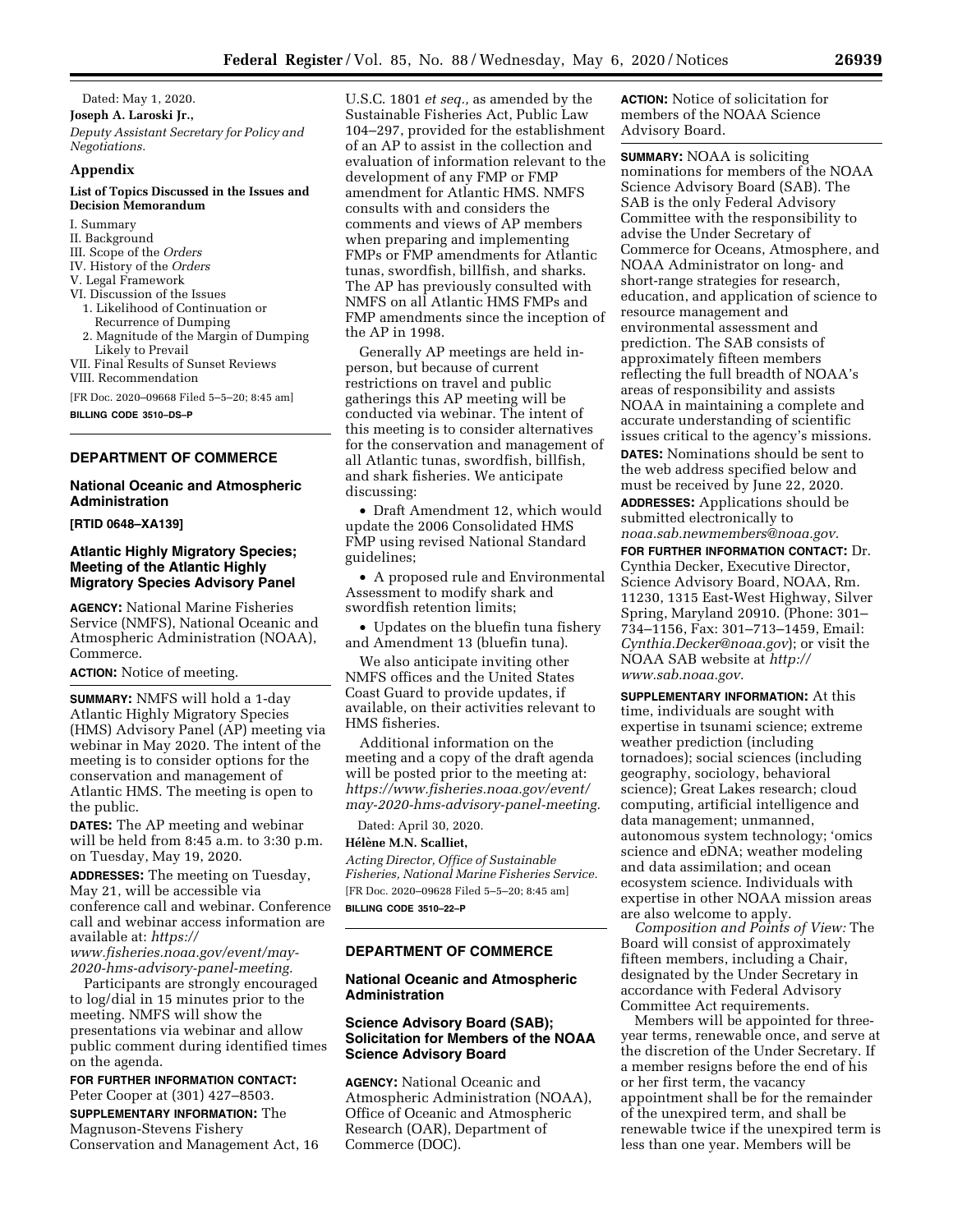Dated: May 1, 2020.

**Joseph A. Laroski Jr.,**

*Deputy Assistant Secretary for Policy and Negotiations.*

## Appendix

### List of Topics Discussed in the Issues and Decision Memorandum

I. Summary

II. Background

III. Scope of the *Orders*

IV. History of the *Orders*

V. Legal Framework

VI. Discussion of the Issues

1. Likelihood of Continuation or Recurrence of Dumping
2. Magnitude of the Margin of Dumping Likely to Prevail

VII. Final Results of Sunset Reviews

VIII. Recommendation

[FR Doc. 2020–09668 Filed 5–5–20; 8:45 am]

**BILLING CODE 3510–DS–P**

---

## DEPARTMENT OF COMMERCE

### National Oceanic and Atmospheric Administration

**[RTID 0648–XA139]**

### Atlantic Highly Migratory Species; Meeting of the Atlantic Highly Migratory Species Advisory Panel

**AGENCY:** National Marine Fisheries Service (NMFS), National Oceanic and Atmospheric Administration (NOAA), Commerce.

**ACTION:** Notice of meeting.

**SUMMARY:** NMFS will hold a 1-day Atlantic Highly Migratory Species (HMS) Advisory Panel (AP) meeting via webinar in May 2020. The intent of the meeting is to consider options for the conservation and management of Atlantic HMS. The meeting is open to the public.

**DATES:** The AP meeting and webinar will be held from 8:45 a.m. to 3:30 p.m. on Tuesday, May 19, 2020.

**ADDRESSES:** The meeting on Tuesday, May 21, will be accessible via conference call and webinar. Conference call and webinar access information are available at: *https://www.fisheries.noaa.gov/event/may-2020-hms-advisory-panel-meeting.*

Participants are strongly encouraged to log/dial in 15 minutes prior to the meeting. NMFS will show the presentations via webinar and allow public comment during identified times on the agenda.

**FOR FURTHER INFORMATION CONTACT:** Peter Cooper at (301) 427–8503.

**SUPPLEMENTARY INFORMATION:** The Magnuson-Stevens Fishery Conservation and Management Act, 16 U.S.C. 1801 *et seq.,* as amended by the Sustainable Fisheries Act, Public Law 104–297, provided for the establishment of an AP to assist in the collection and evaluation of information relevant to the development of any FMP or FMP amendment for Atlantic HMS. NMFS consults with and considers the comments and views of AP members when preparing and implementing FMPs or FMP amendments for Atlantic tunas, swordfish, billfish, and sharks. The AP has previously consulted with NMFS on all Atlantic HMS FMPs and FMP amendments since the inception of the AP in 1998.

Generally AP meetings are held in-person, but because of current restrictions on travel and public gatherings this AP meeting will be conducted via webinar. The intent of this meeting is to consider alternatives for the conservation and management of all Atlantic tunas, swordfish, billfish, and shark fisheries. We anticipate discussing:

- Draft Amendment 12, which would update the 2006 Consolidated HMS FMP using revised National Standard guidelines;
- A proposed rule and Environmental Assessment to modify shark and swordfish retention limits;
- Updates on the bluefin tuna fishery and Amendment 13 (bluefin tuna).

We also anticipate inviting other NMFS offices and the United States Coast Guard to provide updates, if available, on their activities relevant to HMS fisheries.

Additional information on the meeting and a copy of the draft agenda will be posted prior to the meeting at: *https://www.fisheries.noaa.gov/event/may-2020-hms-advisory-panel-meeting.*

Dated: April 30, 2020.

**Hélène M.N. Scalliet,**

*Acting Director, Office of Sustainable Fisheries, National Marine Fisheries Service.*

[FR Doc. 2020–09628 Filed 5–5–20; 8:45 am]

**BILLING CODE 3510–22–P**

---

## DEPARTMENT OF COMMERCE

### National Oceanic and Atmospheric Administration

### Science Advisory Board (SAB); Solicitation for Members of the NOAA Science Advisory Board

**AGENCY:** National Oceanic and Atmospheric Administration (NOAA), Office of Oceanic and Atmospheric Research (OAR), Department of Commerce (DOC).

**ACTION:** Notice of solicitation for members of the NOAA Science Advisory Board.

**SUMMARY:** NOAA is soliciting nominations for members of the NOAA Science Advisory Board (SAB). The SAB is the only Federal Advisory Committee with the responsibility to advise the Under Secretary of Commerce for Oceans, Atmosphere, and NOAA Administrator on long- and short-range strategies for research, education, and application of science to resource management and environmental assessment and prediction. The SAB consists of approximately fifteen members reflecting the full breadth of NOAA's areas of responsibility and assists NOAA in maintaining a complete and accurate understanding of scientific issues critical to the agency's missions.

**DATES:** Nominations should be sent to the web address specified below and must be received by June 22, 2020.

**ADDRESSES:** Applications should be submitted electronically to *noaa.sab.newmembers@noaa.gov.*

**FOR FURTHER INFORMATION CONTACT:** Dr. Cynthia Decker, Executive Director, Science Advisory Board, NOAA, Rm. 11230, 1315 East-West Highway, Silver Spring, Maryland 20910. (Phone: 301–734–1156, Fax: 301–713–1459, Email: *Cynthia.Decker@noaa.gov*); or visit the NOAA SAB website at *http://www.sab.noaa.gov.*

**SUPPLEMENTARY INFORMATION:** At this time, individuals are sought with expertise in tsunami science; extreme weather prediction (including tornadoes); social sciences (including geography, sociology, behavioral science); Great Lakes research; cloud computing, artificial intelligence and data management; unmanned, autonomous system technology; 'omics science and eDNA; weather modeling and data assimilation; and ocean ecosystem science. Individuals with expertise in other NOAA mission areas are also welcome to apply.

*Composition and Points of View:* The Board will consist of approximately fifteen members, including a Chair, designated by the Under Secretary in accordance with Federal Advisory Committee Act requirements.

Members will be appointed for three-year terms, renewable once, and serve at the discretion of the Under Secretary. If a member resigns before the end of his or her first term, the vacancy appointment shall be for the remainder of the unexpired term, and shall be renewable twice if the unexpired term is less than one year. Members will be